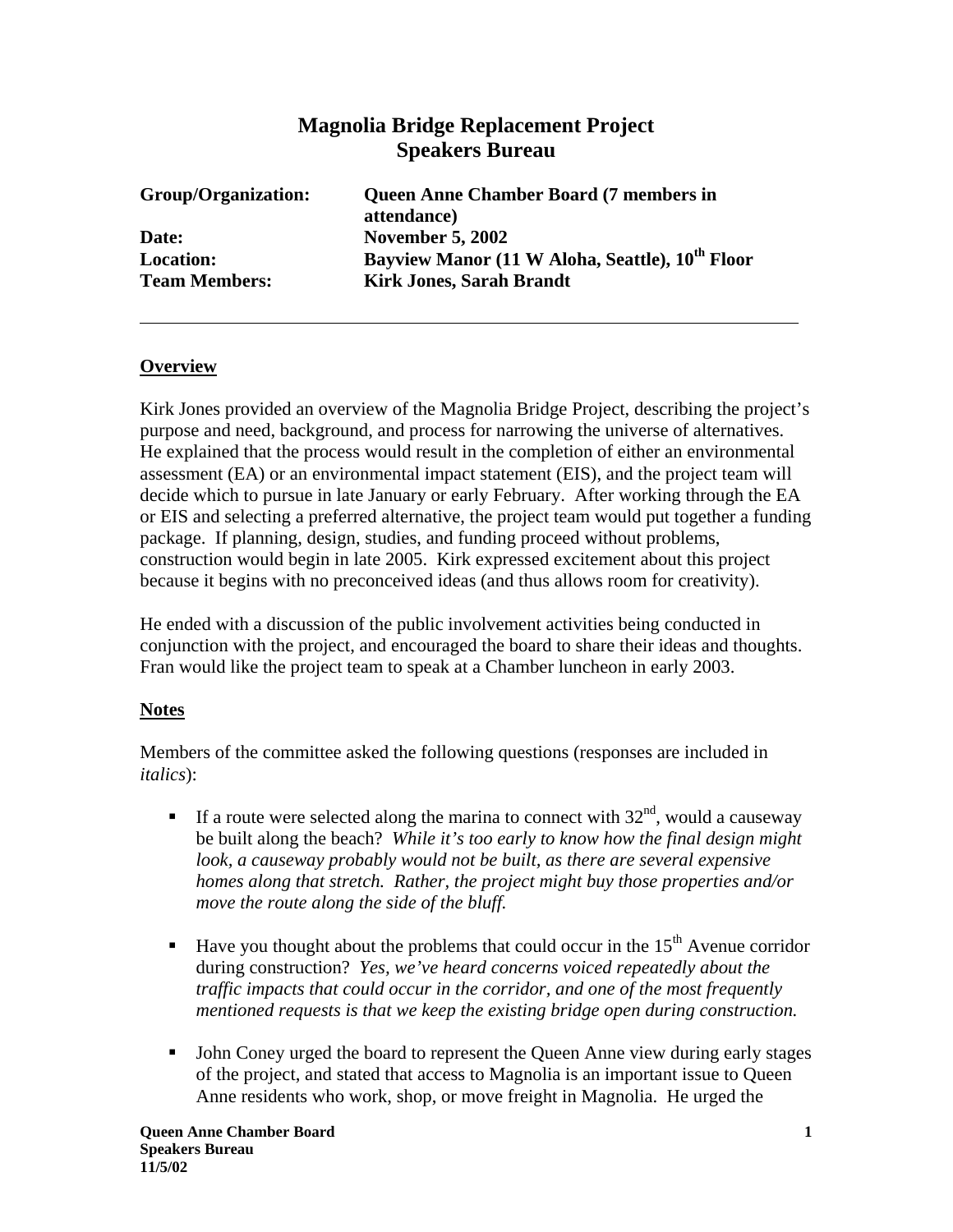# Magnolia Bridge Replacement Project
## Speakers Bureau

**Group/Organization:** Queen Anne Chamber Board (7 members in attendance)
**Date:** November 5, 2002
**Location:** Bayview Manor (11 W Aloha, Seattle), 10th Floor
**Team Members:** Kirk Jones, Sarah Brandt

---

### Overview

Kirk Jones provided an overview of the Magnolia Bridge Project, describing the project's purpose and need, background, and process for narrowing the universe of alternatives. He explained that the process would result in the completion of either an environmental assessment (EA) or an environmental impact statement (EIS), and the project team will decide which to pursue in late January or early February. After working through the EA or EIS and selecting a preferred alternative, the project team would put together a funding package. If planning, design, studies, and funding proceed without problems, construction would begin in late 2005. Kirk expressed excitement about this project because it begins with no preconceived ideas (and thus allows room for creativity).

He ended with a discussion of the public involvement activities being conducted in conjunction with the project, and encouraged the board to share their ideas and thoughts. Fran would like the project team to speak at a Chamber luncheon in early 2003.

### Notes

Members of the committee asked the following questions (responses are included in *italics*):

- If a route were selected along the marina to connect with 32nd, would a causeway be built along the beach? *While it's too early to know how the final design might look, a causeway probably would not be built, as there are several expensive homes along that stretch. Rather, the project might buy those properties and/or move the route along the side of the bluff.*

- Have you thought about the problems that could occur in the 15th Avenue corridor during construction? *Yes, we've heard concerns voiced repeatedly about the traffic impacts that could occur in the corridor, and one of the most frequently mentioned requests is that we keep the existing bridge open during construction.*

- John Coney urged the board to represent the Queen Anne view during early stages of the project, and stated that access to Magnolia is an important issue to Queen Anne residents who work, shop, or move freight in Magnolia. He urged the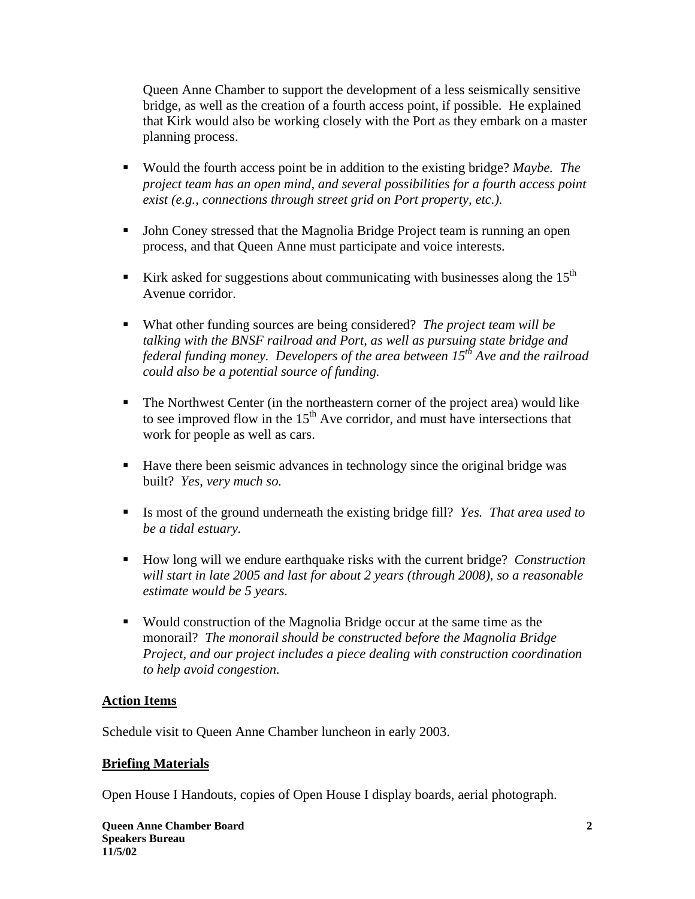Queen Anne Chamber to support the development of a less seismically sensitive bridge, as well as the creation of a fourth access point, if possible. He explained that Kirk would also be working closely with the Port as they embark on a master planning process.

- Would the fourth access point be in addition to the existing bridge? *Maybe. The project team has an open mind, and several possibilities for a fourth access point exist (e.g., connections through street grid on Port property, etc.).*

- John Coney stressed that the Magnolia Bridge Project team is running an open process, and that Queen Anne must participate and voice interests.

- Kirk asked for suggestions about communicating with businesses along the 15th Avenue corridor.

- What other funding sources are being considered? *The project team will be talking with the BNSF railroad and Port, as well as pursuing state bridge and federal funding money. Developers of the area between 15th Ave and the railroad could also be a potential source of funding.*

- The Northwest Center (in the northeastern corner of the project area) would like to see improved flow in the 15th Ave corridor, and must have intersections that work for people as well as cars.

- Have there been seismic advances in technology since the original bridge was built? *Yes, very much so.*

- Is most of the ground underneath the existing bridge fill? *Yes. That area used to be a tidal estuary.*

- How long will we endure earthquake risks with the current bridge? *Construction will start in late 2005 and last for about 2 years (through 2008), so a reasonable estimate would be 5 years.*

- Would construction of the Magnolia Bridge occur at the same time as the monorail? *The monorail should be constructed before the Magnolia Bridge Project, and our project includes a piece dealing with construction coordination to help avoid congestion.*

## Action Items

Schedule visit to Queen Anne Chamber luncheon in early 2003.

## Briefing Materials

Open House I Handouts, copies of Open House I display boards, aerial photograph.